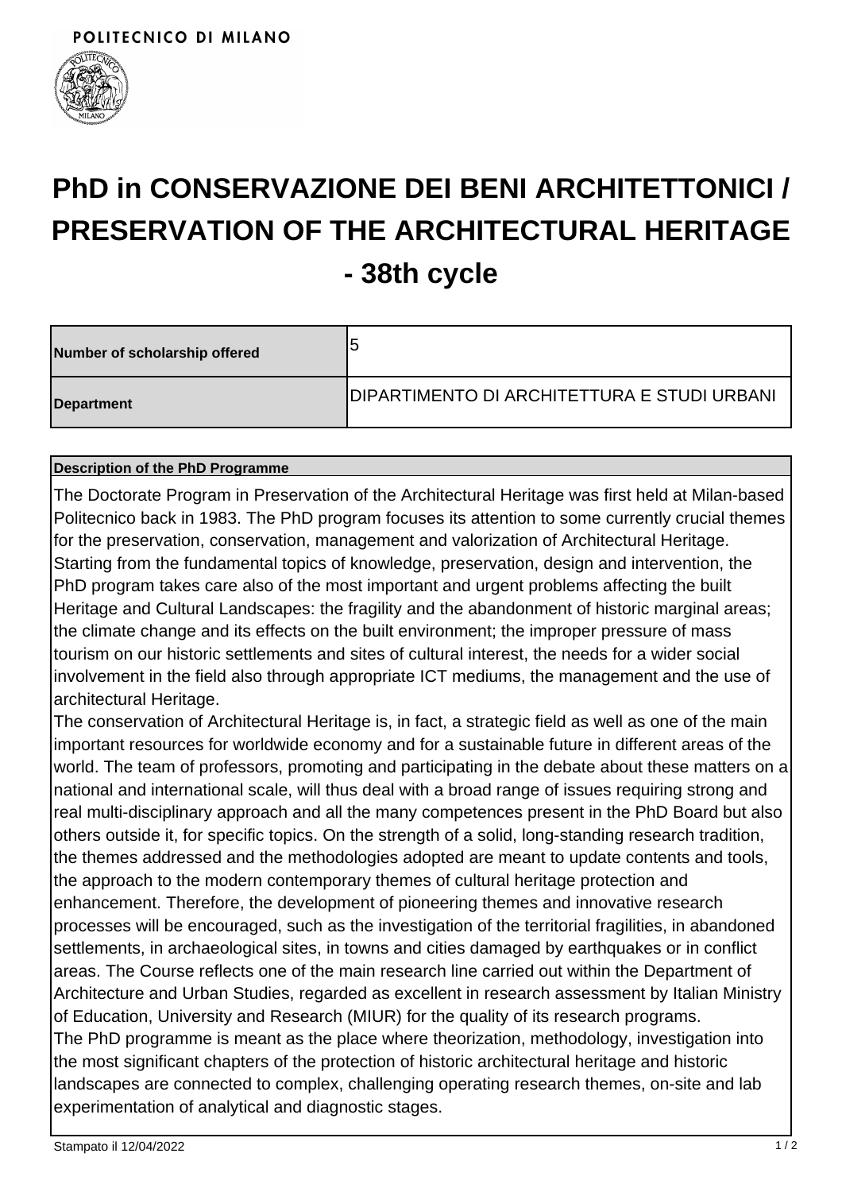POLITECNICO DI MILANO

# PhD in CONSERVAZIONE DEI BENI ARCHITETTONICI / PRESERVATION OF THE ARCHITECTURAL HERITAGE - 38th cycle

| Number of scholarship offered | 5 |
| --- | --- |
| Department | DIPARTIMENTO DI ARCHITETTURA E STUDI URBANI |

**Description of the PhD Programme**

The Doctorate Program in Preservation of the Architectural Heritage was first held at Milan-based Politecnico back in 1983. The PhD program focuses its attention to some currently crucial themes for the preservation, conservation, management and valorization of Architectural Heritage. Starting from the fundamental topics of knowledge, preservation, design and intervention, the PhD program takes care also of the most important and urgent problems affecting the built Heritage and Cultural Landscapes: the fragility and the abandonment of historic marginal areas; the climate change and its effects on the built environment; the improper pressure of mass tourism on our historic settlements and sites of cultural interest, the needs for a wider social involvement in the field also through appropriate ICT mediums, the management and the use of architectural Heritage.

The conservation of Architectural Heritage is, in fact, a strategic field as well as one of the main important resources for worldwide economy and for a sustainable future in different areas of the world. The team of professors, promoting and participating in the debate about these matters on a national and international scale, will thus deal with a broad range of issues requiring strong and real multi-disciplinary approach and all the many competences present in the PhD Board but also others outside it, for specific topics. On the strength of a solid, long-standing research tradition, the themes addressed and the methodologies adopted are meant to update contents and tools, the approach to the modern contemporary themes of cultural heritage protection and enhancement. Therefore, the development of pioneering themes and innovative research processes will be encouraged, such as the investigation of the territorial fragilities, in abandoned settlements, in archaeological sites, in towns and cities damaged by earthquakes or in conflict areas. The Course reflects one of the main research line carried out within the Department of Architecture and Urban Studies, regarded as excellent in research assessment by Italian Ministry of Education, University and Research (MIUR) for the quality of its research programs.

The PhD programme is meant as the place where theorization, methodology, investigation into the most significant chapters of the protection of historic architectural heritage and historic landscapes are connected to complex, challenging operating research themes, on-site and lab experimentation of analytical and diagnostic stages.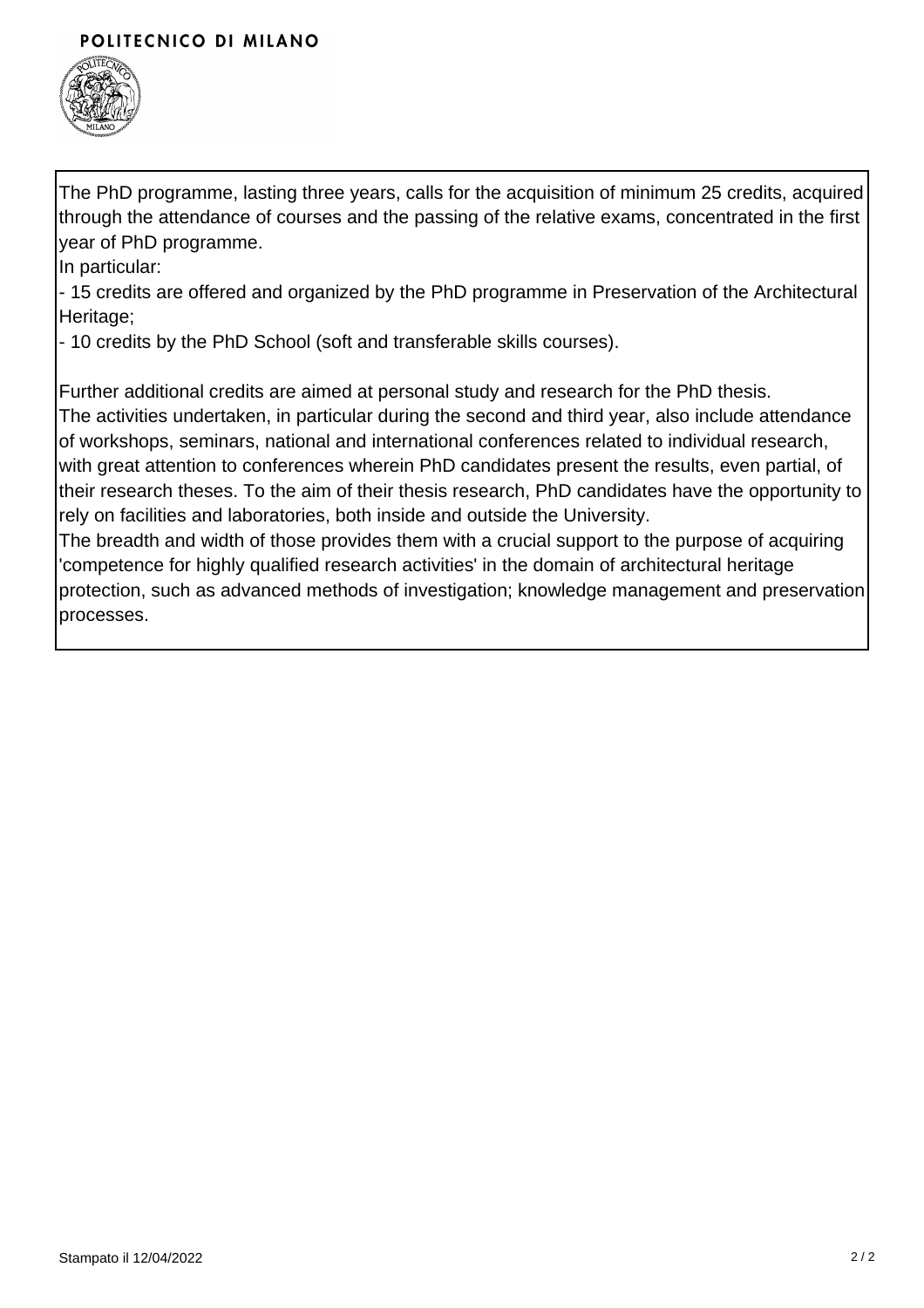The PhD programme, lasting three years, calls for the acquisition of minimum 25 credits, acquired through the attendance of courses and the passing of the relative exams, concentrated in the first year of PhD programme.

In particular:

- 15 credits are offered and organized by the PhD programme in Preservation of the Architectural Heritage;
- 10 credits by the PhD School (soft and transferable skills courses).

Further additional credits are aimed at personal study and research for the PhD thesis.

The activities undertaken, in particular during the second and third year, also include attendance of workshops, seminars, national and international conferences related to individual research, with great attention to conferences wherein PhD candidates present the results, even partial, of their research theses. To the aim of their thesis research, PhD candidates have the opportunity to rely on facilities and laboratories, both inside and outside the University.

The breadth and width of those provides them with a crucial support to the purpose of acquiring 'competence for highly qualified research activities' in the domain of architectural heritage protection, such as advanced methods of investigation; knowledge management and preservation processes.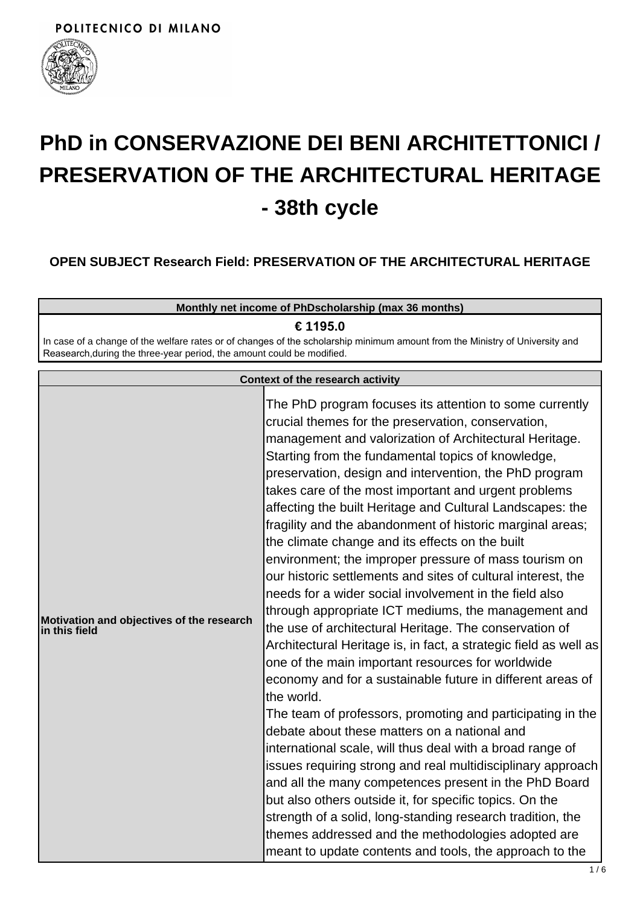POLITECNICO DI MILANO

# PhD in CONSERVAZIONE DEI BENI ARCHITETTONICI / PRESERVATION OF THE ARCHITECTURAL HERITAGE - 38th cycle

### OPEN SUBJECT Research Field: PRESERVATION OF THE ARCHITECTURAL HERITAGE

| Monthly net income of PhDscholarship (max 36 months) |
|---|
| **€ 1195.0** |
| In case of a change of the welfare rates or of changes of the scholarship minimum amount from the Ministry of University and Reasearch,during the three-year period, the amount could be modified. |

| Context of the research activity | |
|---|---|
| **Motivation and objectives of the research in this field** | The PhD program focuses its attention to some currently crucial themes for the preservation, conservation, management and valorization of Architectural Heritage. Starting from the fundamental topics of knowledge, preservation, design and intervention, the PhD program takes care of the most important and urgent problems affecting the built Heritage and Cultural Landscapes: the fragility and the abandonment of historic marginal areas; the climate change and its effects on the built environment; the improper pressure of mass tourism on our historic settlements and sites of cultural interest, the needs for a wider social involvement in the field also through appropriate ICT mediums, the management and the use of architectural Heritage. The conservation of Architectural Heritage is, in fact, a strategic field as well as one of the main important resources for worldwide economy and for a sustainable future in different areas of the world.<br>The team of professors, promoting and participating in the debate about these matters on a national and international scale, will thus deal with a broad range of issues requiring strong and real multidisciplinary approach and all the many competences present in the PhD Board but also others outside it, for specific topics. On the strength of a solid, long-standing research tradition, the themes addressed and the methodologies adopted are meant to update contents and tools, the approach to the |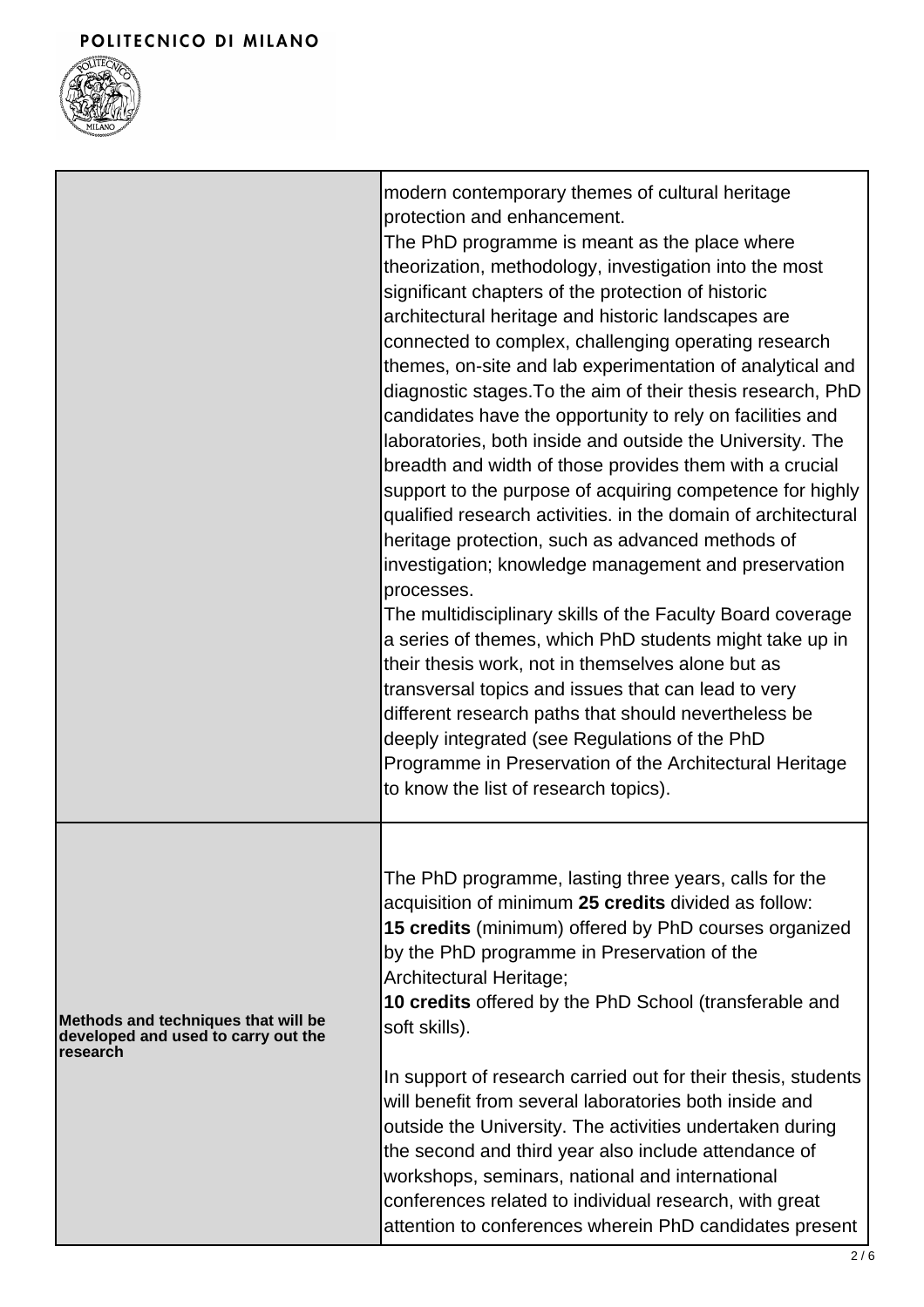| | |
|---|---|
| | modern contemporary themes of cultural heritage protection and enhancement.<br>The PhD programme is meant as the place where theorization, methodology, investigation into the most significant chapters of the protection of historic architectural heritage and historic landscapes are connected to complex, challenging operating research themes, on-site and lab experimentation of analytical and diagnostic stages.To the aim of their thesis research, PhD candidates have the opportunity to rely on facilities and laboratories, both inside and outside the University. The breadth and width of those provides them with a crucial support to the purpose of acquiring competence for highly qualified research activities. in the domain of architectural heritage protection, such as advanced methods of investigation; knowledge management and preservation processes.<br>The multidisciplinary skills of the Faculty Board coverage a series of themes, which PhD students might take up in their thesis work, not in themselves alone but as transversal topics and issues that can lead to very different research paths that should nevertheless be deeply integrated (see Regulations of the PhD Programme in Preservation of the Architectural Heritage to know the list of research topics). |
| **Methods and techniques that will be developed and used to carry out the research** | The PhD programme, lasting three years, calls for the acquisition of minimum **25 credits** divided as follow:<br>**15 credits** (minimum) offered by PhD courses organized by the PhD programme in Preservation of the Architectural Heritage;<br>**10 credits** offered by the PhD School (transferable and soft skills).<br><br>In support of research carried out for their thesis, students will benefit from several laboratories both inside and outside the University. The activities undertaken during the second and third year also include attendance of workshops, seminars, national and international conferences related to individual research, with great attention to conferences wherein PhD candidates present |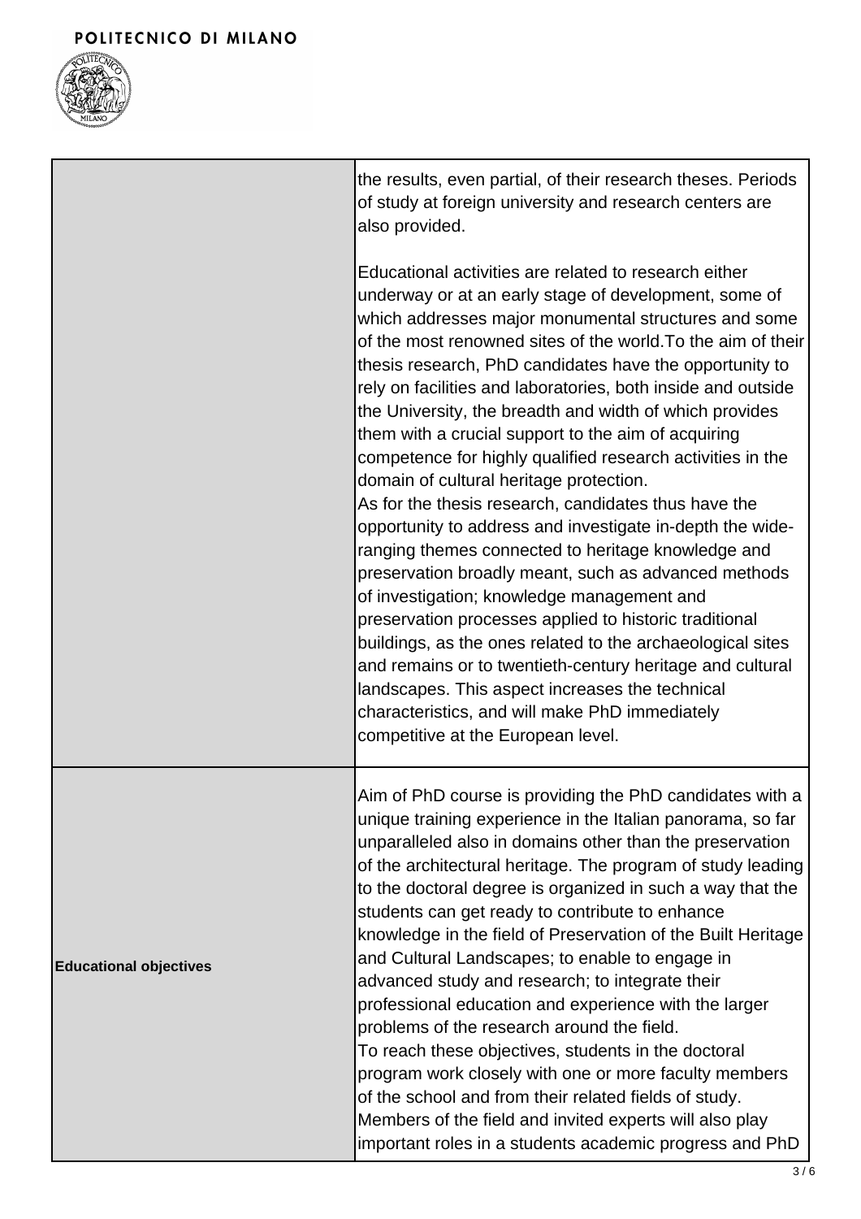| | |
|---|---|
| | the results, even partial, of their research theses. Periods of study at foreign university and research centers are also provided.<br><br>Educational activities are related to research either underway or at an early stage of development, some of which addresses major monumental structures and some of the most renowned sites of the world.To the aim of their thesis research, PhD candidates have the opportunity to rely on facilities and laboratories, both inside and outside the University, the breadth and width of which provides them with a crucial support to the aim of acquiring competence for highly qualified research activities in the domain of cultural heritage protection.<br>As for the thesis research, candidates thus have the opportunity to address and investigate in-depth the wide-ranging themes connected to heritage knowledge and preservation broadly meant, such as advanced methods of investigation; knowledge management and preservation processes applied to historic traditional buildings, as the ones related to the archaeological sites and remains or to twentieth-century heritage and cultural landscapes. This aspect increases the technical characteristics, and will make PhD immediately competitive at the European level. |
| **Educational objectives** | Aim of PhD course is providing the PhD candidates with a unique training experience in the Italian panorama, so far unparalleled also in domains other than the preservation of the architectural heritage. The program of study leading to the doctoral degree is organized in such a way that the students can get ready to contribute to enhance knowledge in the field of Preservation of the Built Heritage and Cultural Landscapes; to enable to engage in advanced study and research; to integrate their professional education and experience with the larger problems of the research around the field.<br>To reach these objectives, students in the doctoral program work closely with one or more faculty members of the school and from their related fields of study. Members of the field and invited experts will also play important roles in a students academic progress and PhD |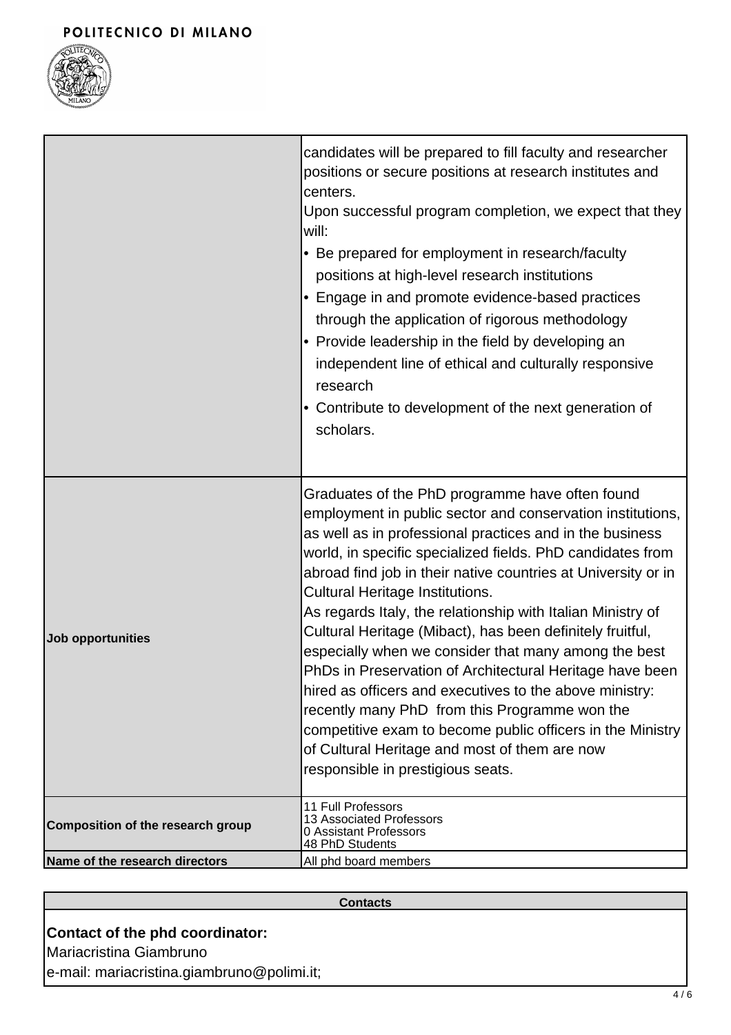| | |
|---|---|
| | candidates will be prepared to fill faculty and researcher positions or secure positions at research institutes and centers.<br>Upon successful program completion, we expect that they will:<br>• Be prepared for employment in research/faculty positions at high-level research institutions<br>• Engage in and promote evidence-based practices through the application of rigorous methodology<br>• Provide leadership in the field by developing an independent line of ethical and culturally responsive research<br>• Contribute to development of the next generation of scholars. |
| **Job opportunities** | Graduates of the PhD programme have often found employment in public sector and conservation institutions, as well as in professional practices and in the business world, in specific specialized fields. PhD candidates from abroad find job in their native countries at University or in Cultural Heritage Institutions.<br>As regards Italy, the relationship with Italian Ministry of Cultural Heritage (Mibact), has been definitely fruitful, especially when we consider that many among the best PhDs in Preservation of Architectural Heritage have been hired as officers and executives to the above ministry: recently many PhD from this Programme won the competitive exam to become public officers in the Ministry of Cultural Heritage and most of them are now responsible in prestigious seats. |
| **Composition of the research group** | 11 Full Professors<br>13 Associated Professors<br>0 Assistant Professors<br>48 PhD Students |
| **Name of the research directors** | All phd board members |

| Contacts |
|---|
| **Contact of the phd coordinator:**<br>Mariacristina Giambruno<br>e-mail: mariacristina.giambruno@polimi.it; |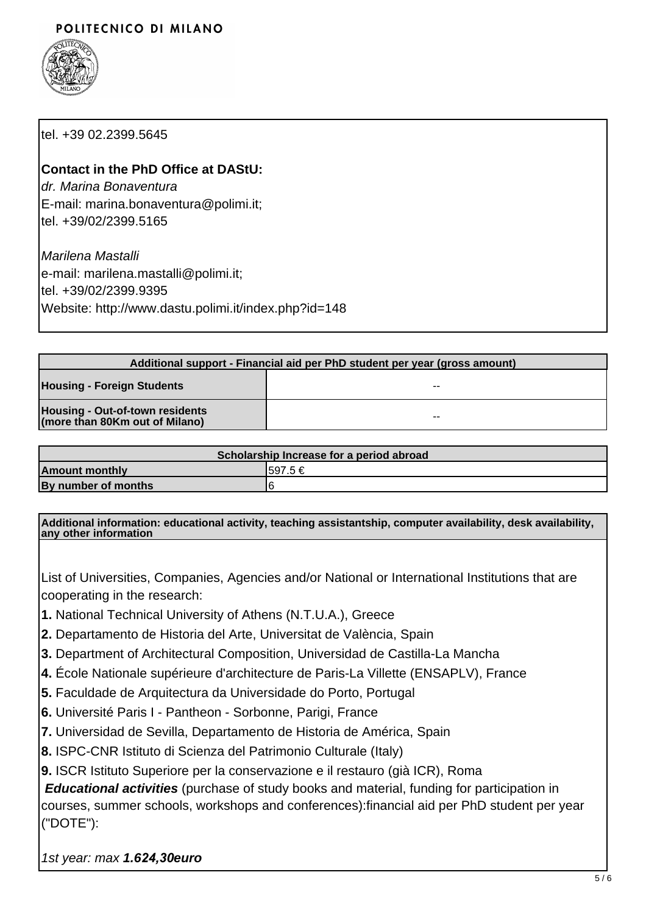tel. +39 02.2399.5645

**Contact in the PhD Office at DAStU:**
*dr. Marina Bonaventura*
E-mail: marina.bonaventura@polimi.it;
tel. +39/02/2399.5165

*Marilena Mastalli*
e-mail: marilena.mastalli@polimi.it;
tel. +39/02/2399.9395
Website: http://www.dastu.polimi.it/index.php?id=148

| Additional support - Financial aid per PhD student per year (gross amount) | |
|---|---|
| **Housing - Foreign Students** | -- |
| **Housing - Out-of-town residents (more than 80Km out of Milano)** | -- |

| Scholarship Increase for a period abroad | |
|---|---|
| **Amount monthly** | 597.5 € |
| **By number of months** | 6 |

**Additional information: educational activity, teaching assistantship, computer availability, desk availability, any other information**

List of Universities, Companies, Agencies and/or National or International Institutions that are cooperating in the research:

**1.** National Technical University of Athens (N.T.U.A.), Greece
**2.** Departamento de Historia del Arte, Universitat de València, Spain
**3.** Department of Architectural Composition, Universidad de Castilla-La Mancha
**4.** École Nationale supérieure d'architecture de Paris-La Villette (ENSAPLV), France
**5.** Faculdade de Arquitectura da Universidade do Porto, Portugal
**6.** Université Paris I - Pantheon - Sorbonne, Parigi, France
**7.** Universidad de Sevilla, Departamento de Historia de América, Spain
**8.** ISPC-CNR Istituto di Scienza del Patrimonio Culturale (Italy)
**9.** ISCR Istituto Superiore per la conservazione e il restauro (già ICR), Roma

***Educational activities*** (purchase of study books and material, funding for participation in courses, summer schools, workshops and conferences):financial aid per PhD student per year ("DOTE"):

*1st year: max **1.624,30euro***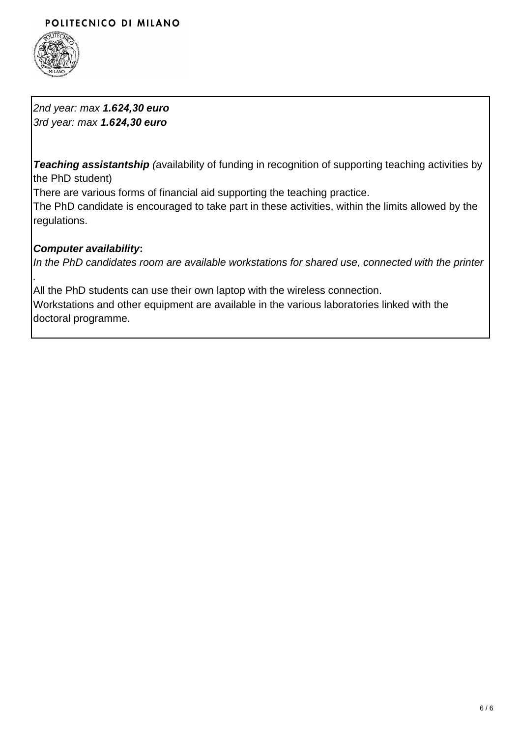*2nd year: max **1.624,30 euro***
*3rd year: max **1.624,30 euro***

***Teaching assistantship*** *(*availability of funding in recognition of supporting teaching activities by the PhD student)
There are various forms of financial aid supporting the teaching practice.
The PhD candidate is encouraged to take part in these activities, within the limits allowed by the regulations.

***Computer availability*:**
*In the PhD candidates room are available workstations for shared use, connected with the printer .*
All the PhD students can use their own laptop with the wireless connection.
Workstations and other equipment are available in the various laboratories linked with the doctoral programme.